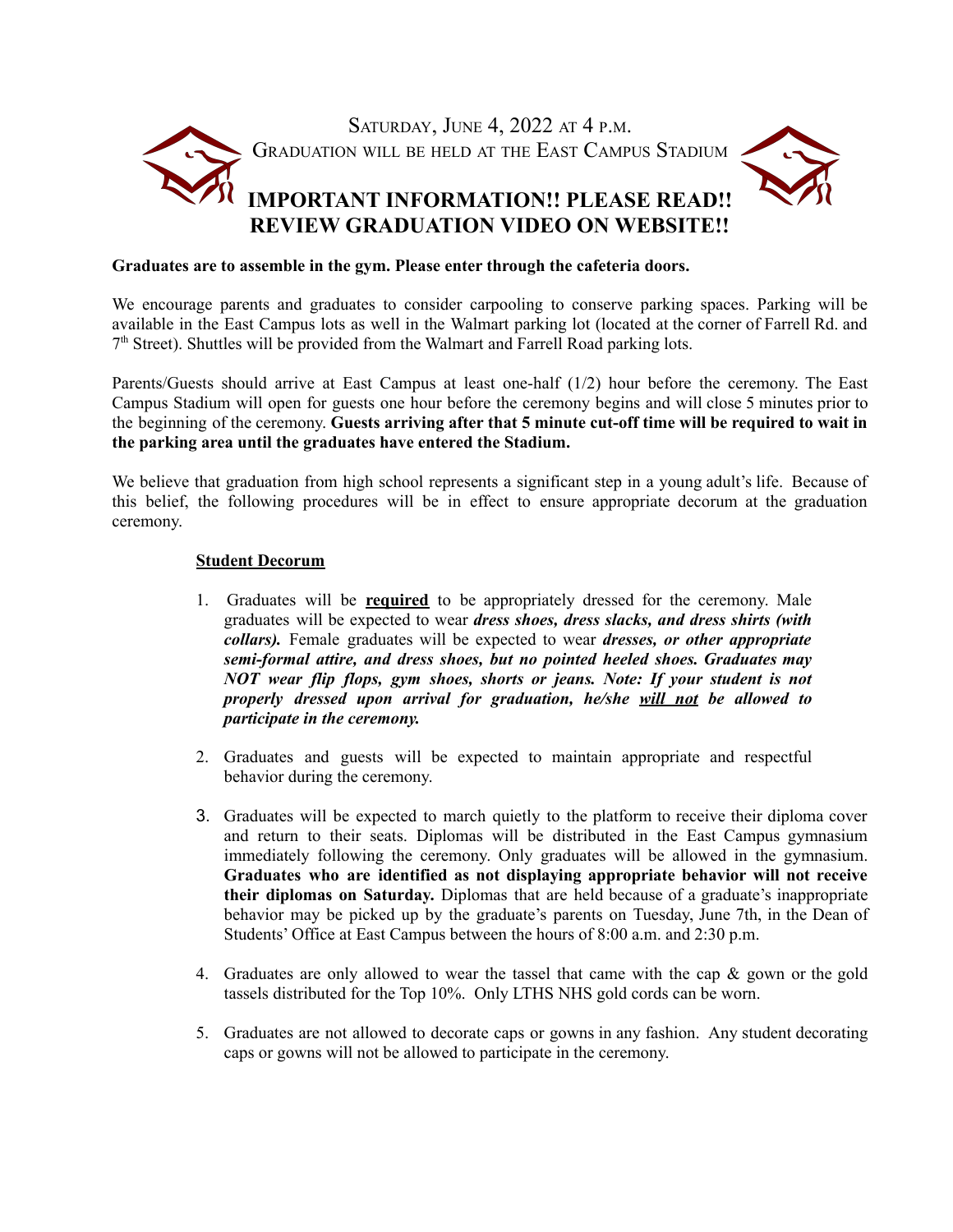Saturday, June 4, 2022 at 4 p.m.

Graduation will be held at the East Campus Stadium

# IMPORTANT INFORMATION!! PLEASE READ!! REVIEW GRADUATION VIDEO ON WEBSITE!!

**Graduates are to assemble in the gym. Please enter through the cafeteria doors.**

We encourage parents and graduates to consider carpooling to conserve parking spaces. Parking will be available in the East Campus lots as well in the Walmart parking lot (located at the corner of Farrell Rd. and 7th Street). Shuttles will be provided from the Walmart and Farrell Road parking lots.

Parents/Guests should arrive at East Campus at least one-half (1/2) hour before the ceremony. The East Campus Stadium will open for guests one hour before the ceremony begins and will close 5 minutes prior to the beginning of the ceremony. **Guests arriving after that 5 minute cut-off time will be required to wait in the parking area until the graduates have entered the Stadium.**

We believe that graduation from high school represents a significant step in a young adult's life. Because of this belief, the following procedures will be in effect to ensure appropriate decorum at the graduation ceremony.

## Student Decorum

1. Graduates will be **required** to be appropriately dressed for the ceremony. Male graduates will be expected to wear ***dress shoes, dress slacks, and dress shirts (with collars).*** Female graduates will be expected to wear ***dresses, or other appropriate semi-formal attire, and dress shoes, but no pointed heeled shoes. Graduates may NOT wear flip flops, gym shoes, shorts or jeans. Note: If your student is not properly dressed upon arrival for graduation, he/she will not be allowed to participate in the ceremony.***

2. Graduates and guests will be expected to maintain appropriate and respectful behavior during the ceremony.

3. Graduates will be expected to march quietly to the platform to receive their diploma cover and return to their seats. Diplomas will be distributed in the East Campus gymnasium immediately following the ceremony. Only graduates will be allowed in the gymnasium. **Graduates who are identified as not displaying appropriate behavior will not receive their diplomas on Saturday.** Diplomas that are held because of a graduate's inappropriate behavior may be picked up by the graduate's parents on Tuesday, June 7th, in the Dean of Students' Office at East Campus between the hours of 8:00 a.m. and 2:30 p.m.

4. Graduates are only allowed to wear the tassel that came with the cap & gown or the gold tassels distributed for the Top 10%. Only LTHS NHS gold cords can be worn.

5. Graduates are not allowed to decorate caps or gowns in any fashion. Any student decorating caps or gowns will not be allowed to participate in the ceremony.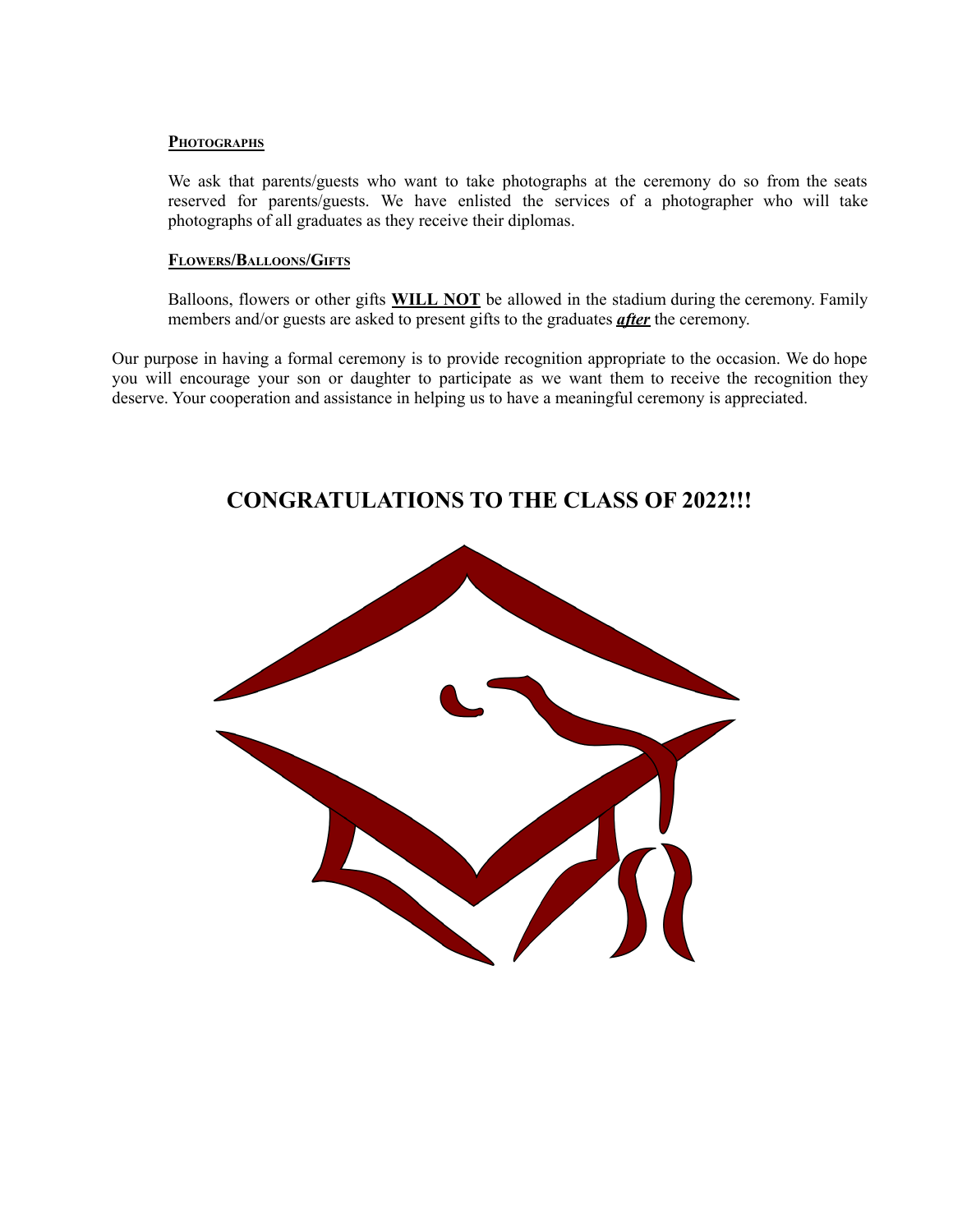**PHOTOGRAPHS**

We ask that parents/guests who want to take photographs at the ceremony do so from the seats reserved for parents/guests. We have enlisted the services of a photographer who will take photographs of all graduates as they receive their diplomas.

**FLOWERS/BALLOONS/GIFTS**

Balloons, flowers or other gifts **WILL NOT** be allowed in the stadium during the ceremony. Family members and/or guests are asked to present gifts to the graduates ***after*** the ceremony.

Our purpose in having a formal ceremony is to provide recognition appropriate to the occasion. We do hope you will encourage your son or daughter to participate as we want them to receive the recognition they deserve. Your cooperation and assistance in helping us to have a meaningful ceremony is appreciated.

## CONGRATULATIONS TO THE CLASS OF 2022!!!